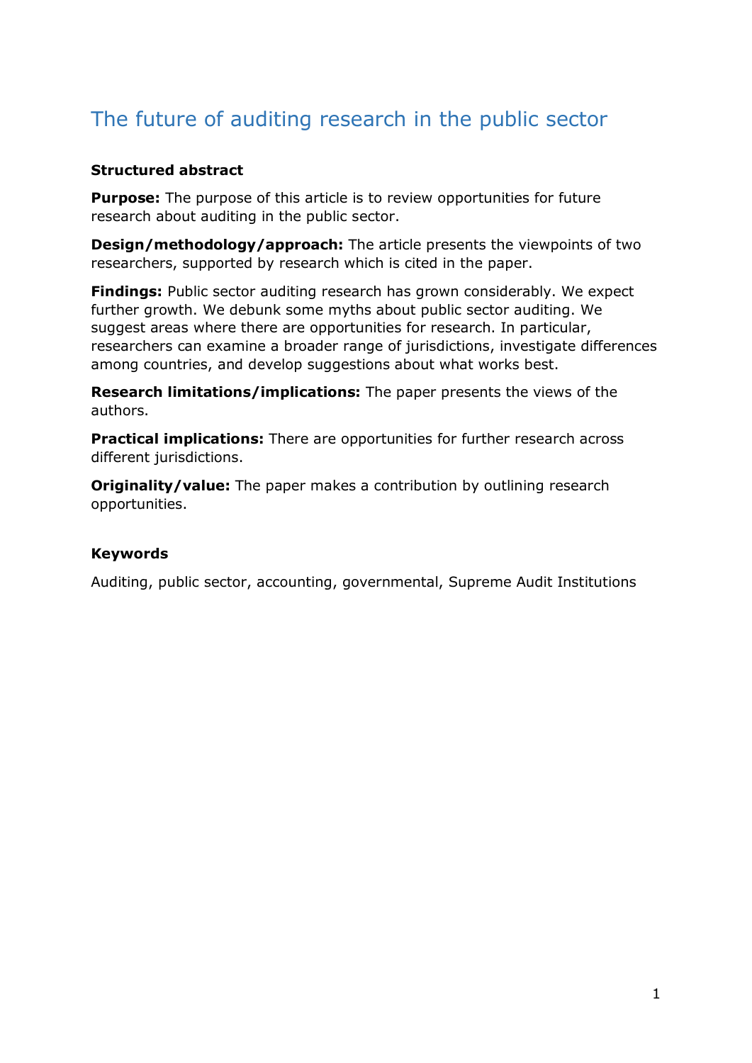# The future of auditing research in the public sector

### Structured abstract

**Purpose:** The purpose of this article is to review opportunities for future research about auditing in the public sector.

**Design/methodology/approach:** The article presents the viewpoints of two researchers, supported by research which is cited in the paper.

**Findings:** Public sector auditing research has grown considerably. We expect further growth. We debunk some myths about public sector auditing. We suggest areas where there are opportunities for research. In particular, researchers can examine a broader range of jurisdictions, investigate differences among countries, and develop suggestions about what works best.

**Research limitations/implications:** The paper presents the views of the authors.

**Practical implications:** There are opportunities for further research across different jurisdictions.

**Originality/value:** The paper makes a contribution by outlining research opportunities.

### Keywords

Auditing, public sector, accounting, governmental, Supreme Audit Institutions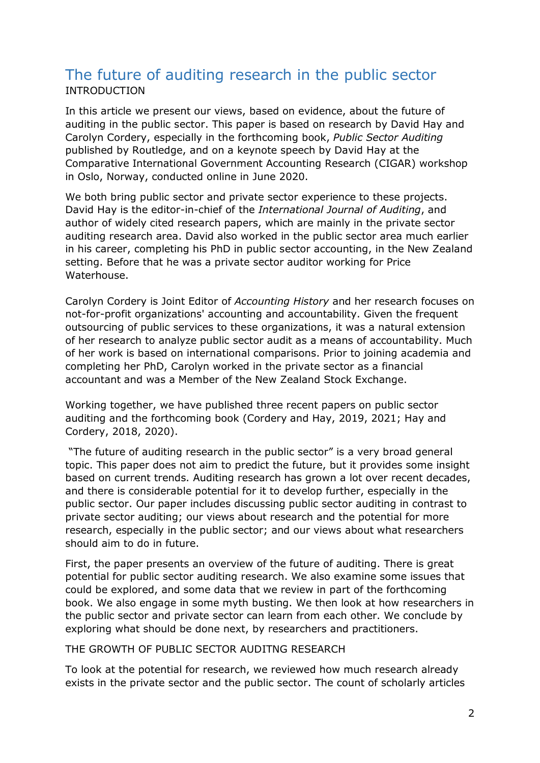# The future of auditing research in the public sector

INTRODUCTION

In this article we present our views, based on evidence, about the future of auditing in the public sector. This paper is based on research by David Hay and Carolyn Cordery, especially in the forthcoming book, *Public Sector Auditing* published by Routledge, and on a keynote speech by David Hay at the Comparative International Government Accounting Research (CIGAR) workshop in Oslo, Norway, conducted online in June 2020.

We both bring public sector and private sector experience to these projects. David Hay is the editor-in-chief of the *International Journal of Auditing*, and author of widely cited research papers, which are mainly in the private sector auditing research area. David also worked in the public sector area much earlier in his career, completing his PhD in public sector accounting, in the New Zealand setting. Before that he was a private sector auditor working for Price Waterhouse.

Carolyn Cordery is Joint Editor of *Accounting History* and her research focuses on not-for-profit organizations' accounting and accountability. Given the frequent outsourcing of public services to these organizations, it was a natural extension of her research to analyze public sector audit as a means of accountability. Much of her work is based on international comparisons. Prior to joining academia and completing her PhD, Carolyn worked in the private sector as a financial accountant and was a Member of the New Zealand Stock Exchange.

Working together, we have published three recent papers on public sector auditing and the forthcoming book (Cordery and Hay, 2019, 2021; Hay and Cordery, 2018, 2020).

"The future of auditing research in the public sector" is a very broad general topic. This paper does not aim to predict the future, but it provides some insight based on current trends. Auditing research has grown a lot over recent decades, and there is considerable potential for it to develop further, especially in the public sector. Our paper includes discussing public sector auditing in contrast to private sector auditing; our views about research and the potential for more research, especially in the public sector; and our views about what researchers should aim to do in future.

First, the paper presents an overview of the future of auditing. There is great potential for public sector auditing research. We also examine some issues that could be explored, and some data that we review in part of the forthcoming book. We also engage in some myth busting. We then look at how researchers in the public sector and private sector can learn from each other. We conclude by exploring what should be done next, by researchers and practitioners.

THE GROWTH OF PUBLIC SECTOR AUDITNG RESEARCH

To look at the potential for research, we reviewed how much research already exists in the private sector and the public sector. The count of scholarly articles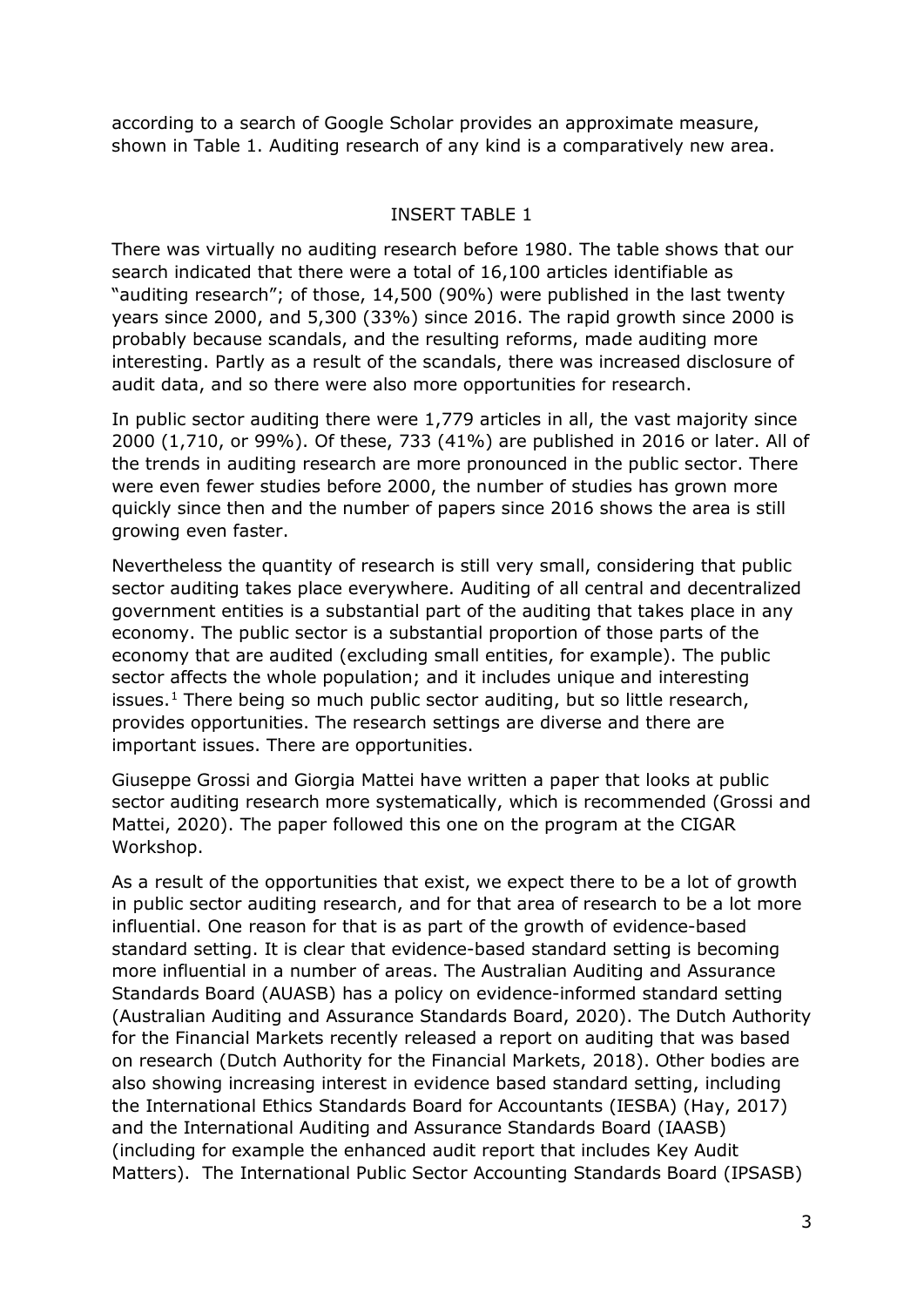according to a search of Google Scholar provides an approximate measure, shown in Table 1. Auditing research of any kind is a comparatively new area.

INSERT TABLE 1

There was virtually no auditing research before 1980. The table shows that our search indicated that there were a total of 16,100 articles identifiable as "auditing research"; of those, 14,500 (90%) were published in the last twenty years since 2000, and 5,300 (33%) since 2016. The rapid growth since 2000 is probably because scandals, and the resulting reforms, made auditing more interesting. Partly as a result of the scandals, there was increased disclosure of audit data, and so there were also more opportunities for research.

In public sector auditing there were 1,779 articles in all, the vast majority since 2000 (1,710, or 99%). Of these, 733 (41%) are published in 2016 or later. All of the trends in auditing research are more pronounced in the public sector. There were even fewer studies before 2000, the number of studies has grown more quickly since then and the number of papers since 2016 shows the area is still growing even faster.

Nevertheless the quantity of research is still very small, considering that public sector auditing takes place everywhere. Auditing of all central and decentralized government entities is a substantial part of the auditing that takes place in any economy. The public sector is a substantial proportion of those parts of the economy that are audited (excluding small entities, for example). The public sector affects the whole population; and it includes unique and interesting issues.[1] There being so much public sector auditing, but so little research, provides opportunities. The research settings are diverse and there are important issues. There are opportunities.

Giuseppe Grossi and Giorgia Mattei have written a paper that looks at public sector auditing research more systematically, which is recommended (Grossi and Mattei, 2020). The paper followed this one on the program at the CIGAR Workshop.

As a result of the opportunities that exist, we expect there to be a lot of growth in public sector auditing research, and for that area of research to be a lot more influential. One reason for that is as part of the growth of evidence-based standard setting. It is clear that evidence-based standard setting is becoming more influential in a number of areas. The Australian Auditing and Assurance Standards Board (AUASB) has a policy on evidence-informed standard setting (Australian Auditing and Assurance Standards Board, 2020). The Dutch Authority for the Financial Markets recently released a report on auditing that was based on research (Dutch Authority for the Financial Markets, 2018). Other bodies are also showing increasing interest in evidence based standard setting, including the International Ethics Standards Board for Accountants (IESBA) (Hay, 2017) and the International Auditing and Assurance Standards Board (IAASB) (including for example the enhanced audit report that includes Key Audit Matters). The International Public Sector Accounting Standards Board (IPSASB)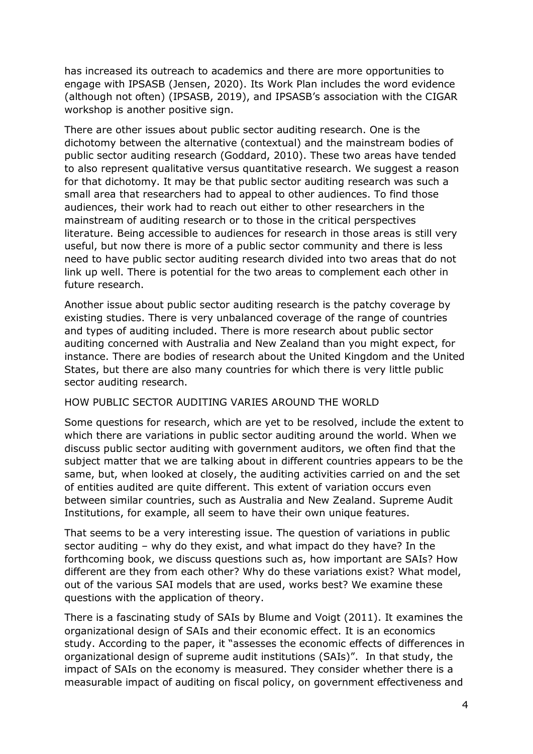has increased its outreach to academics and there are more opportunities to engage with IPSASB (Jensen, 2020). Its Work Plan includes the word evidence (although not often) (IPSASB, 2019), and IPSASB's association with the CIGAR workshop is another positive sign.

There are other issues about public sector auditing research. One is the dichotomy between the alternative (contextual) and the mainstream bodies of public sector auditing research (Goddard, 2010). These two areas have tended to also represent qualitative versus quantitative research. We suggest a reason for that dichotomy. It may be that public sector auditing research was such a small area that researchers had to appeal to other audiences. To find those audiences, their work had to reach out either to other researchers in the mainstream of auditing research or to those in the critical perspectives literature. Being accessible to audiences for research in those areas is still very useful, but now there is more of a public sector community and there is less need to have public sector auditing research divided into two areas that do not link up well. There is potential for the two areas to complement each other in future research.

Another issue about public sector auditing research is the patchy coverage by existing studies. There is very unbalanced coverage of the range of countries and types of auditing included. There is more research about public sector auditing concerned with Australia and New Zealand than you might expect, for instance. There are bodies of research about the United Kingdom and the United States, but there are also many countries for which there is very little public sector auditing research.

## HOW PUBLIC SECTOR AUDITING VARIES AROUND THE WORLD

Some questions for research, which are yet to be resolved, include the extent to which there are variations in public sector auditing around the world. When we discuss public sector auditing with government auditors, we often find that the subject matter that we are talking about in different countries appears to be the same, but, when looked at closely, the auditing activities carried on and the set of entities audited are quite different. This extent of variation occurs even between similar countries, such as Australia and New Zealand. Supreme Audit Institutions, for example, all seem to have their own unique features.

That seems to be a very interesting issue. The question of variations in public sector auditing – why do they exist, and what impact do they have? In the forthcoming book, we discuss questions such as, how important are SAIs? How different are they from each other? Why do these variations exist? What model, out of the various SAI models that are used, works best? We examine these questions with the application of theory.

There is a fascinating study of SAIs by Blume and Voigt (2011). It examines the organizational design of SAIs and their economic effect. It is an economics study. According to the paper, it "assesses the economic effects of differences in organizational design of supreme audit institutions (SAIs)". In that study, the impact of SAIs on the economy is measured. They consider whether there is a measurable impact of auditing on fiscal policy, on government effectiveness and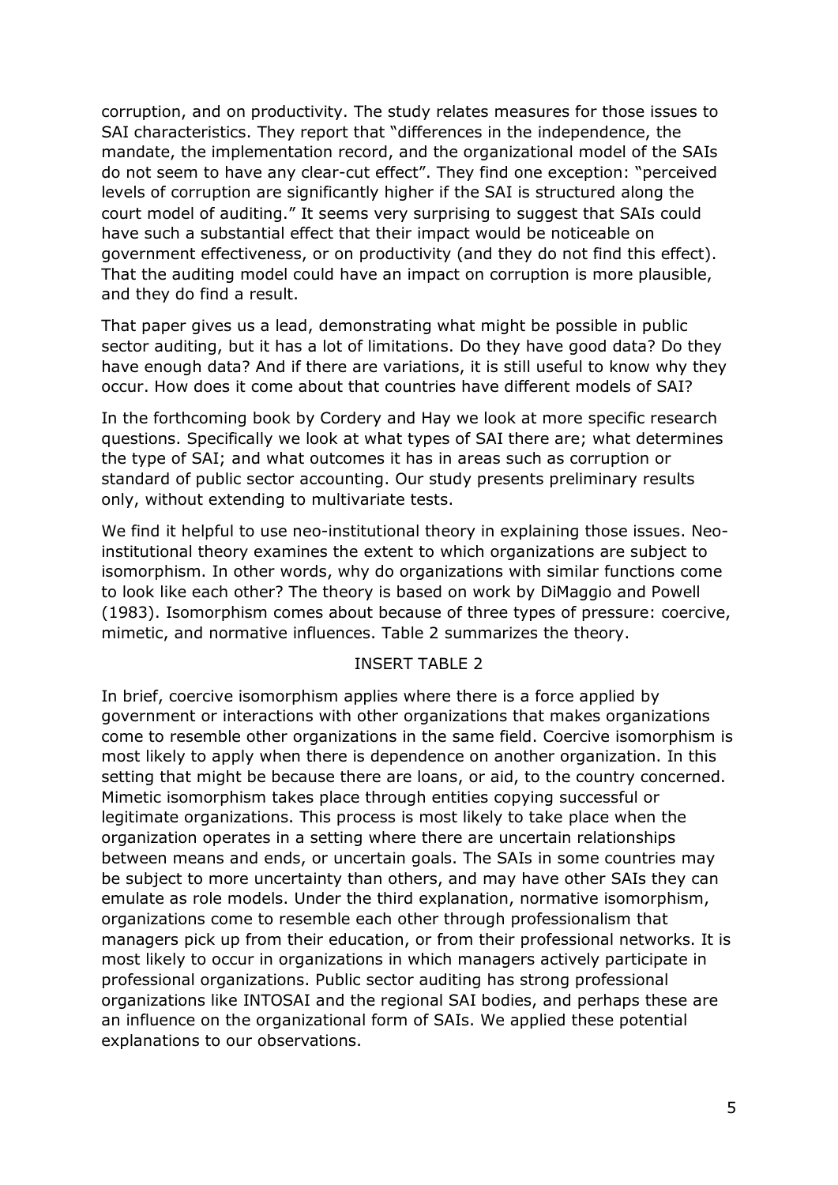corruption, and on productivity. The study relates measures for those issues to SAI characteristics. They report that "differences in the independence, the mandate, the implementation record, and the organizational model of the SAIs do not seem to have any clear-cut effect". They find one exception: "perceived levels of corruption are significantly higher if the SAI is structured along the court model of auditing." It seems very surprising to suggest that SAIs could have such a substantial effect that their impact would be noticeable on government effectiveness, or on productivity (and they do not find this effect). That the auditing model could have an impact on corruption is more plausible, and they do find a result.

That paper gives us a lead, demonstrating what might be possible in public sector auditing, but it has a lot of limitations. Do they have good data? Do they have enough data? And if there are variations, it is still useful to know why they occur. How does it come about that countries have different models of SAI?

In the forthcoming book by Cordery and Hay we look at more specific research questions. Specifically we look at what types of SAI there are; what determines the type of SAI; and what outcomes it has in areas such as corruption or standard of public sector accounting. Our study presents preliminary results only, without extending to multivariate tests.

We find it helpful to use neo-institutional theory in explaining those issues. Neo-institutional theory examines the extent to which organizations are subject to isomorphism. In other words, why do organizations with similar functions come to look like each other? The theory is based on work by DiMaggio and Powell (1983). Isomorphism comes about because of three types of pressure: coercive, mimetic, and normative influences. Table 2 summarizes the theory.

INSERT TABLE 2

In brief, coercive isomorphism applies where there is a force applied by government or interactions with other organizations that makes organizations come to resemble other organizations in the same field. Coercive isomorphism is most likely to apply when there is dependence on another organization. In this setting that might be because there are loans, or aid, to the country concerned. Mimetic isomorphism takes place through entities copying successful or legitimate organizations. This process is most likely to take place when the organization operates in a setting where there are uncertain relationships between means and ends, or uncertain goals. The SAIs in some countries may be subject to more uncertainty than others, and may have other SAIs they can emulate as role models. Under the third explanation, normative isomorphism, organizations come to resemble each other through professionalism that managers pick up from their education, or from their professional networks. It is most likely to occur in organizations in which managers actively participate in professional organizations. Public sector auditing has strong professional organizations like INTOSAI and the regional SAI bodies, and perhaps these are an influence on the organizational form of SAIs. We applied these potential explanations to our observations.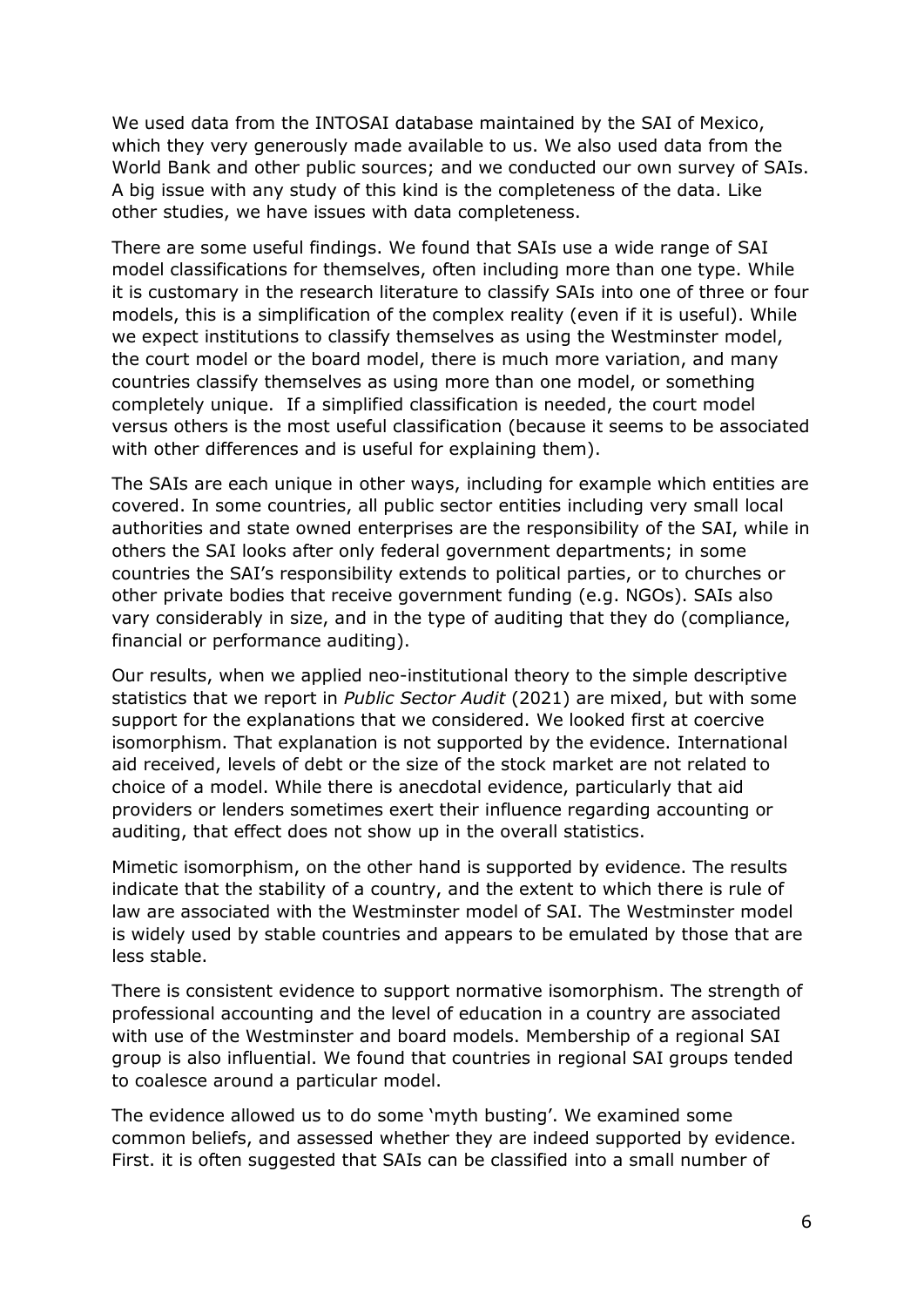We used data from the INTOSAI database maintained by the SAI of Mexico, which they very generously made available to us. We also used data from the World Bank and other public sources; and we conducted our own survey of SAIs. A big issue with any study of this kind is the completeness of the data. Like other studies, we have issues with data completeness.

There are some useful findings. We found that SAIs use a wide range of SAI model classifications for themselves, often including more than one type. While it is customary in the research literature to classify SAIs into one of three or four models, this is a simplification of the complex reality (even if it is useful). While we expect institutions to classify themselves as using the Westminster model, the court model or the board model, there is much more variation, and many countries classify themselves as using more than one model, or something completely unique. If a simplified classification is needed, the court model versus others is the most useful classification (because it seems to be associated with other differences and is useful for explaining them).

The SAIs are each unique in other ways, including for example which entities are covered. In some countries, all public sector entities including very small local authorities and state owned enterprises are the responsibility of the SAI, while in others the SAI looks after only federal government departments; in some countries the SAI's responsibility extends to political parties, or to churches or other private bodies that receive government funding (e.g. NGOs). SAIs also vary considerably in size, and in the type of auditing that they do (compliance, financial or performance auditing).

Our results, when we applied neo-institutional theory to the simple descriptive statistics that we report in *Public Sector Audit* (2021) are mixed, but with some support for the explanations that we considered. We looked first at coercive isomorphism. That explanation is not supported by the evidence. International aid received, levels of debt or the size of the stock market are not related to choice of a model. While there is anecdotal evidence, particularly that aid providers or lenders sometimes exert their influence regarding accounting or auditing, that effect does not show up in the overall statistics.

Mimetic isomorphism, on the other hand is supported by evidence. The results indicate that the stability of a country, and the extent to which there is rule of law are associated with the Westminster model of SAI. The Westminster model is widely used by stable countries and appears to be emulated by those that are less stable.

There is consistent evidence to support normative isomorphism. The strength of professional accounting and the level of education in a country are associated with use of the Westminster and board models. Membership of a regional SAI group is also influential. We found that countries in regional SAI groups tended to coalesce around a particular model.

The evidence allowed us to do some 'myth busting'. We examined some common beliefs, and assessed whether they are indeed supported by evidence. First. it is often suggested that SAIs can be classified into a small number of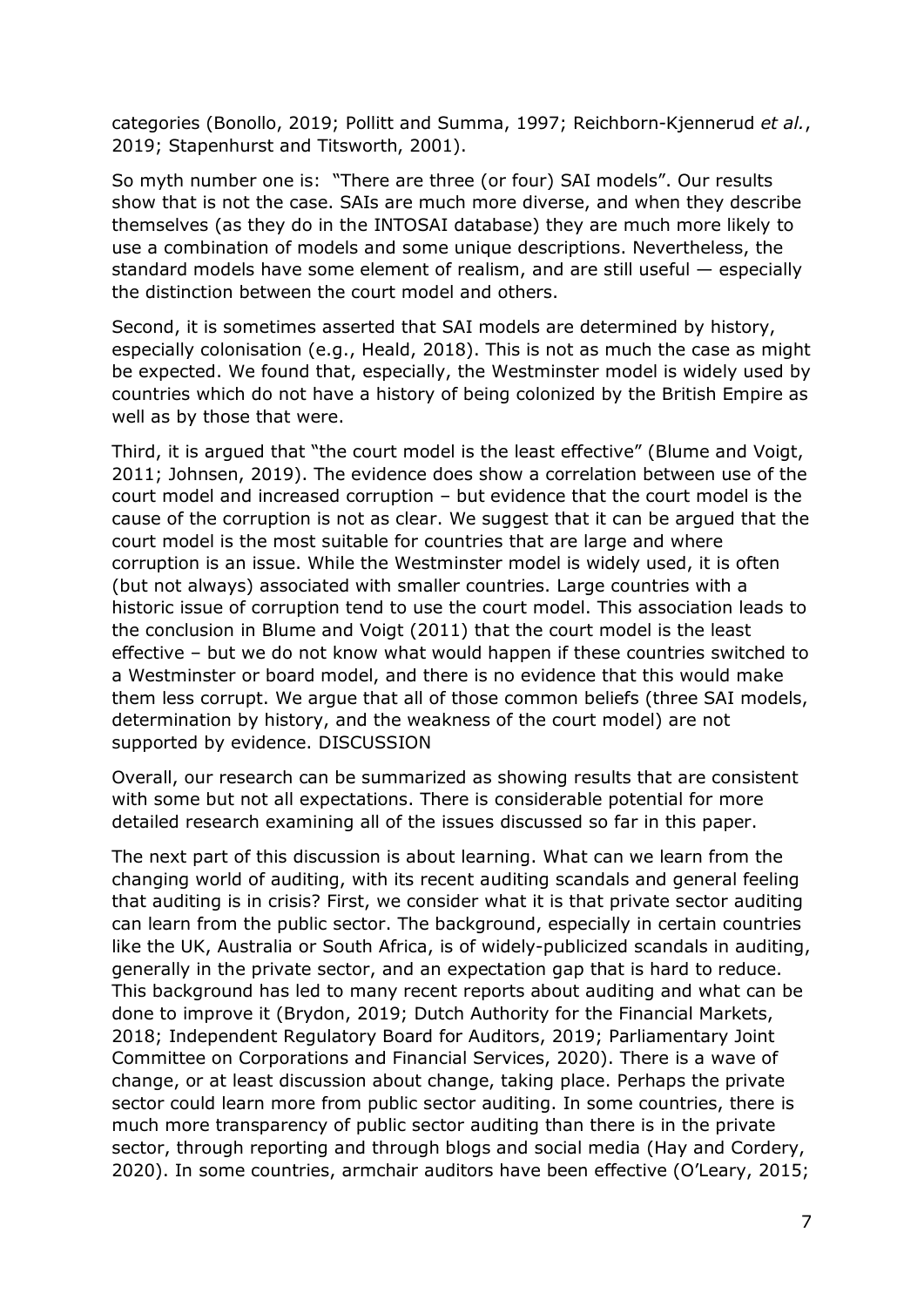categories (Bonollo, 2019; Pollitt and Summa, 1997; Reichborn-Kjennerud *et al.*, 2019; Stapenhurst and Titsworth, 2001).

So myth number one is: "There are three (or four) SAI models". Our results show that is not the case. SAIs are much more diverse, and when they describe themselves (as they do in the INTOSAI database) they are much more likely to use a combination of models and some unique descriptions. Nevertheless, the standard models have some element of realism, and are still useful — especially the distinction between the court model and others.

Second, it is sometimes asserted that SAI models are determined by history, especially colonisation (e.g., Heald, 2018). This is not as much the case as might be expected. We found that, especially, the Westminster model is widely used by countries which do not have a history of being colonized by the British Empire as well as by those that were.

Third, it is argued that "the court model is the least effective" (Blume and Voigt, 2011; Johnsen, 2019). The evidence does show a correlation between use of the court model and increased corruption – but evidence that the court model is the cause of the corruption is not as clear. We suggest that it can be argued that the court model is the most suitable for countries that are large and where corruption is an issue. While the Westminster model is widely used, it is often (but not always) associated with smaller countries. Large countries with a historic issue of corruption tend to use the court model. This association leads to the conclusion in Blume and Voigt (2011) that the court model is the least effective – but we do not know what would happen if these countries switched to a Westminster or board model, and there is no evidence that this would make them less corrupt. We argue that all of those common beliefs (three SAI models, determination by history, and the weakness of the court model) are not supported by evidence. DISCUSSION

Overall, our research can be summarized as showing results that are consistent with some but not all expectations. There is considerable potential for more detailed research examining all of the issues discussed so far in this paper.

The next part of this discussion is about learning. What can we learn from the changing world of auditing, with its recent auditing scandals and general feeling that auditing is in crisis? First, we consider what it is that private sector auditing can learn from the public sector. The background, especially in certain countries like the UK, Australia or South Africa, is of widely-publicized scandals in auditing, generally in the private sector, and an expectation gap that is hard to reduce. This background has led to many recent reports about auditing and what can be done to improve it (Brydon, 2019; Dutch Authority for the Financial Markets, 2018; Independent Regulatory Board for Auditors, 2019; Parliamentary Joint Committee on Corporations and Financial Services, 2020). There is a wave of change, or at least discussion about change, taking place. Perhaps the private sector could learn more from public sector auditing. In some countries, there is much more transparency of public sector auditing than there is in the private sector, through reporting and through blogs and social media (Hay and Cordery, 2020). In some countries, armchair auditors have been effective (O'Leary, 2015;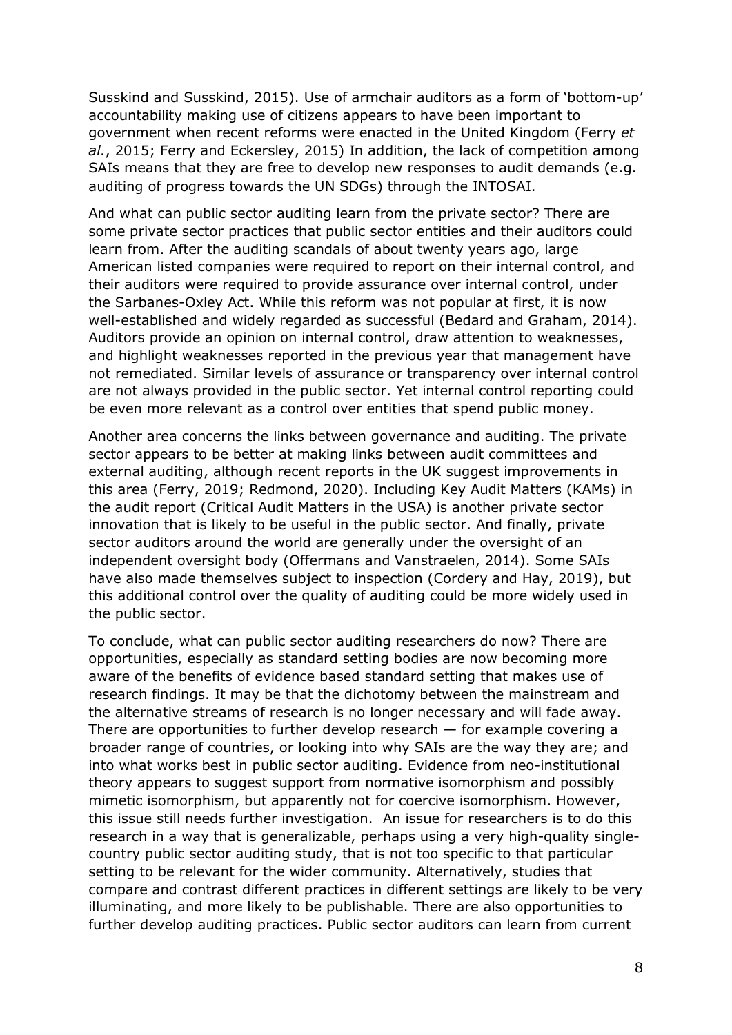Susskind and Susskind, 2015). Use of armchair auditors as a form of 'bottom-up' accountability making use of citizens appears to have been important to government when recent reforms were enacted in the United Kingdom (Ferry *et al.*, 2015; Ferry and Eckersley, 2015) In addition, the lack of competition among SAIs means that they are free to develop new responses to audit demands (e.g. auditing of progress towards the UN SDGs) through the INTOSAI.

And what can public sector auditing learn from the private sector? There are some private sector practices that public sector entities and their auditors could learn from. After the auditing scandals of about twenty years ago, large American listed companies were required to report on their internal control, and their auditors were required to provide assurance over internal control, under the Sarbanes-Oxley Act. While this reform was not popular at first, it is now well-established and widely regarded as successful (Bedard and Graham, 2014). Auditors provide an opinion on internal control, draw attention to weaknesses, and highlight weaknesses reported in the previous year that management have not remediated. Similar levels of assurance or transparency over internal control are not always provided in the public sector. Yet internal control reporting could be even more relevant as a control over entities that spend public money.

Another area concerns the links between governance and auditing. The private sector appears to be better at making links between audit committees and external auditing, although recent reports in the UK suggest improvements in this area (Ferry, 2019; Redmond, 2020). Including Key Audit Matters (KAMs) in the audit report (Critical Audit Matters in the USA) is another private sector innovation that is likely to be useful in the public sector. And finally, private sector auditors around the world are generally under the oversight of an independent oversight body (Offermans and Vanstraelen, 2014). Some SAIs have also made themselves subject to inspection (Cordery and Hay, 2019), but this additional control over the quality of auditing could be more widely used in the public sector.

To conclude, what can public sector auditing researchers do now? There are opportunities, especially as standard setting bodies are now becoming more aware of the benefits of evidence based standard setting that makes use of research findings. It may be that the dichotomy between the mainstream and the alternative streams of research is no longer necessary and will fade away. There are opportunities to further develop research — for example covering a broader range of countries, or looking into why SAIs are the way they are; and into what works best in public sector auditing. Evidence from neo-institutional theory appears to suggest support from normative isomorphism and possibly mimetic isomorphism, but apparently not for coercive isomorphism. However, this issue still needs further investigation. An issue for researchers is to do this research in a way that is generalizable, perhaps using a very high-quality single-country public sector auditing study, that is not too specific to that particular setting to be relevant for the wider community. Alternatively, studies that compare and contrast different practices in different settings are likely to be very illuminating, and more likely to be publishable. There are also opportunities to further develop auditing practices. Public sector auditors can learn from current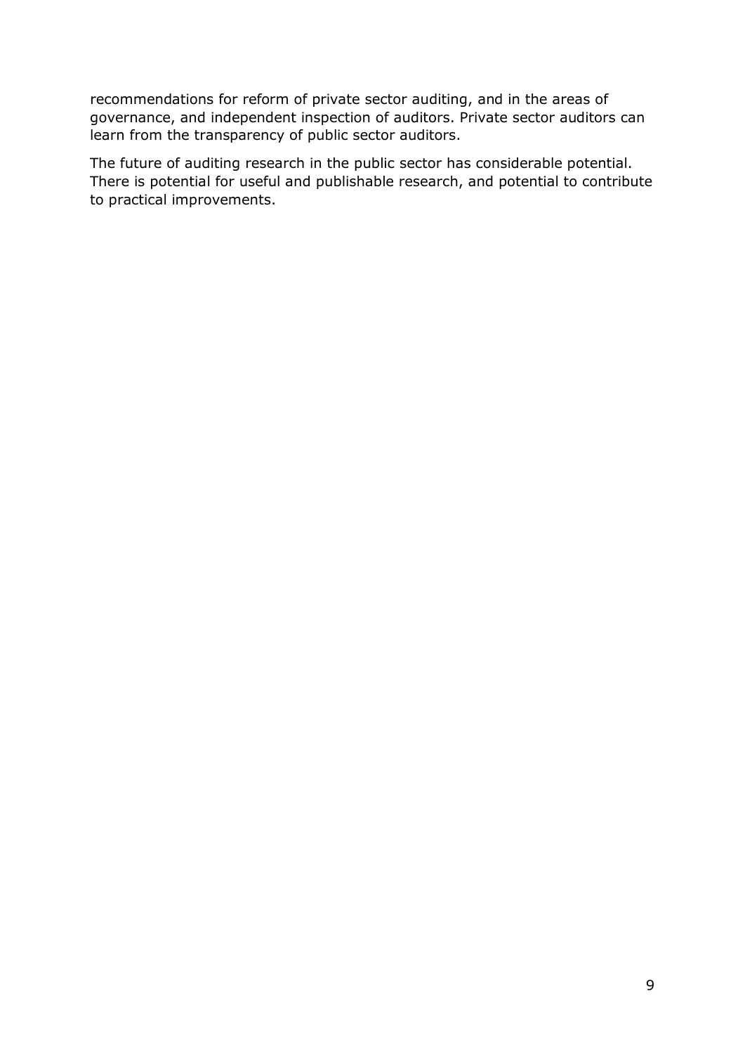recommendations for reform of private sector auditing, and in the areas of governance, and independent inspection of auditors. Private sector auditors can learn from the transparency of public sector auditors.

The future of auditing research in the public sector has considerable potential. There is potential for useful and publishable research, and potential to contribute to practical improvements.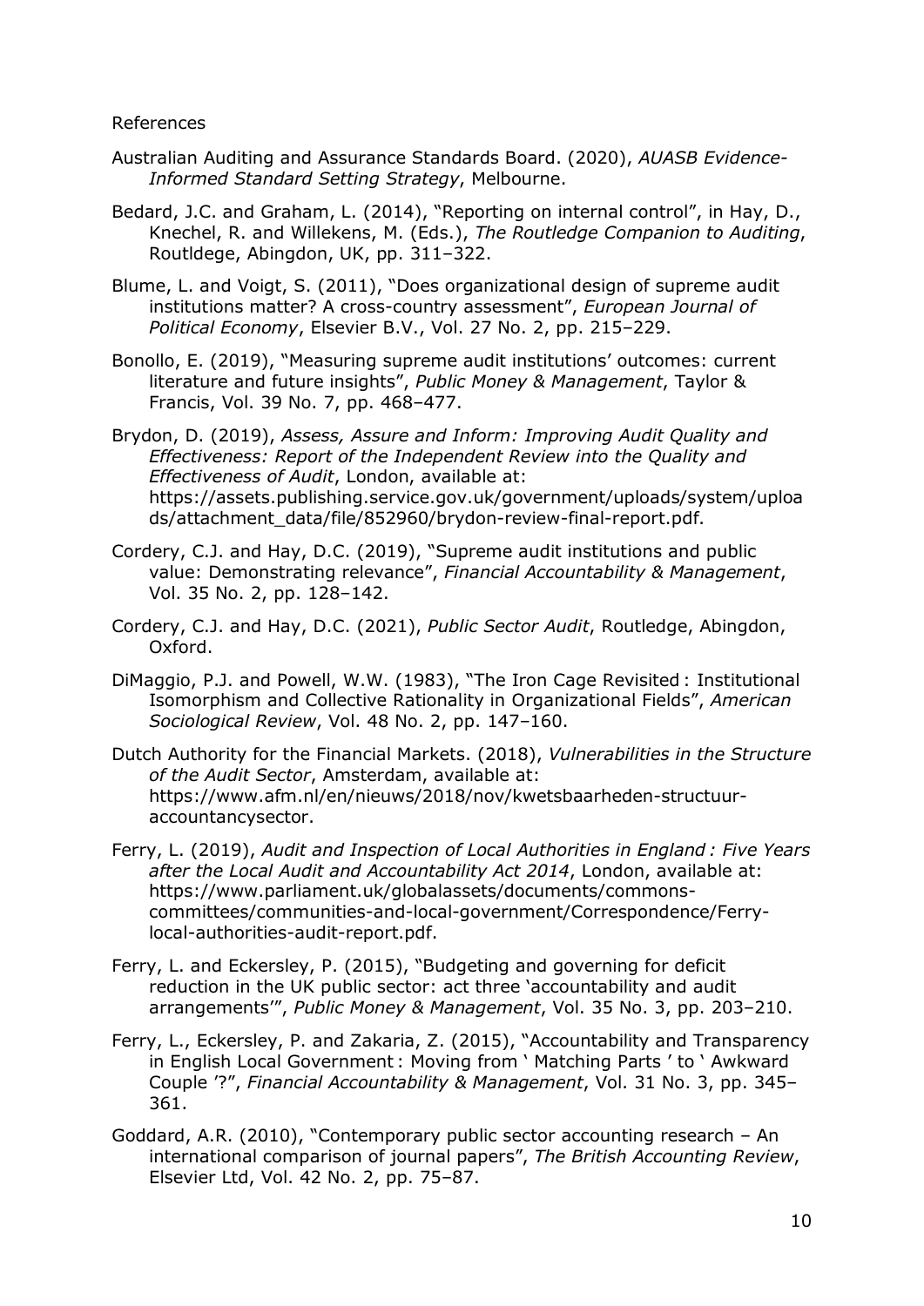References

Australian Auditing and Assurance Standards Board. (2020), *AUASB Evidence-Informed Standard Setting Strategy*, Melbourne.

Bedard, J.C. and Graham, L. (2014), "Reporting on internal control", in Hay, D., Knechel, R. and Willekens, M. (Eds.), *The Routledge Companion to Auditing*, Routldege, Abingdon, UK, pp. 311–322.

Blume, L. and Voigt, S. (2011), "Does organizational design of supreme audit institutions matter? A cross-country assessment", *European Journal of Political Economy*, Elsevier B.V., Vol. 27 No. 2, pp. 215–229.

Bonollo, E. (2019), "Measuring supreme audit institutions' outcomes: current literature and future insights", *Public Money & Management*, Taylor & Francis, Vol. 39 No. 7, pp. 468–477.

Brydon, D. (2019), *Assess, Assure and Inform: Improving Audit Quality and Effectiveness: Report of the Independent Review into the Quality and Effectiveness of Audit*, London, available at: https://assets.publishing.service.gov.uk/government/uploads/system/uploads/attachment_data/file/852960/brydon-review-final-report.pdf.

Cordery, C.J. and Hay, D.C. (2019), "Supreme audit institutions and public value: Demonstrating relevance", *Financial Accountability & Management*, Vol. 35 No. 2, pp. 128–142.

Cordery, C.J. and Hay, D.C. (2021), *Public Sector Audit*, Routledge, Abingdon, Oxford.

DiMaggio, P.J. and Powell, W.W. (1983), "The Iron Cage Revisited : Institutional Isomorphism and Collective Rationality in Organizational Fields", *American Sociological Review*, Vol. 48 No. 2, pp. 147–160.

Dutch Authority for the Financial Markets. (2018), *Vulnerabilities in the Structure of the Audit Sector*, Amsterdam, available at: https://www.afm.nl/en/nieuws/2018/nov/kwetsbaarheden-structuur-accountancysector.

Ferry, L. (2019), *Audit and Inspection of Local Authorities in England : Five Years after the Local Audit and Accountability Act 2014*, London, available at: https://www.parliament.uk/globalassets/documents/commons-committees/communities-and-local-government/Correspondence/Ferry-local-authorities-audit-report.pdf.

Ferry, L. and Eckersley, P. (2015), "Budgeting and governing for deficit reduction in the UK public sector: act three 'accountability and audit arrangements'", *Public Money & Management*, Vol. 35 No. 3, pp. 203–210.

Ferry, L., Eckersley, P. and Zakaria, Z. (2015), "Accountability and Transparency in English Local Government : Moving from ' Matching Parts ' to ' Awkward Couple '?", *Financial Accountability & Management*, Vol. 31 No. 3, pp. 345–361.

Goddard, A.R. (2010), "Contemporary public sector accounting research – An international comparison of journal papers", *The British Accounting Review*, Elsevier Ltd, Vol. 42 No. 2, pp. 75–87.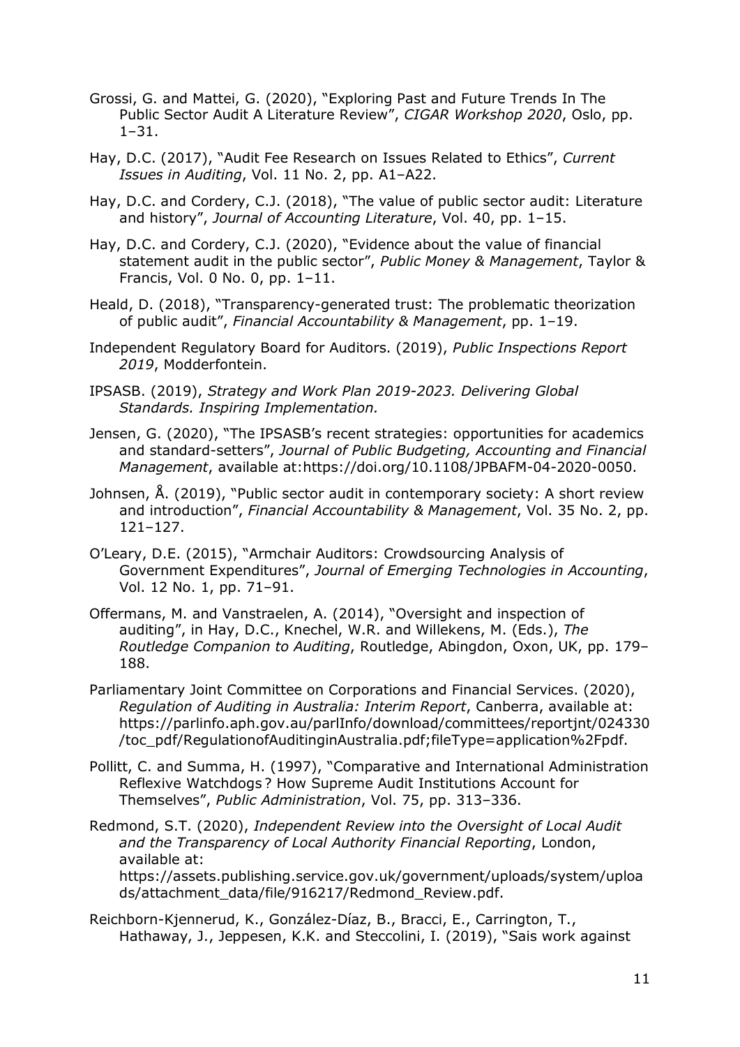Grossi, G. and Mattei, G. (2020), "Exploring Past and Future Trends In The Public Sector Audit A Literature Review", *CIGAR Workshop 2020*, Oslo, pp. 1–31.

Hay, D.C. (2017), "Audit Fee Research on Issues Related to Ethics", *Current Issues in Auditing*, Vol. 11 No. 2, pp. A1–A22.

Hay, D.C. and Cordery, C.J. (2018), "The value of public sector audit: Literature and history", *Journal of Accounting Literature*, Vol. 40, pp. 1–15.

Hay, D.C. and Cordery, C.J. (2020), "Evidence about the value of financial statement audit in the public sector", *Public Money & Management*, Taylor & Francis, Vol. 0 No. 0, pp. 1–11.

Heald, D. (2018), "Transparency-generated trust: The problematic theorization of public audit", *Financial Accountability & Management*, pp. 1–19.

Independent Regulatory Board for Auditors. (2019), *Public Inspections Report 2019*, Modderfontein.

IPSASB. (2019), *Strategy and Work Plan 2019-2023. Delivering Global Standards. Inspiring Implementation.*

Jensen, G. (2020), "The IPSASB's recent strategies: opportunities for academics and standard-setters", *Journal of Public Budgeting, Accounting and Financial Management*, available at:https://doi.org/10.1108/JPBAFM-04-2020-0050.

Johnsen, Å. (2019), "Public sector audit in contemporary society: A short review and introduction", *Financial Accountability & Management*, Vol. 35 No. 2, pp. 121–127.

O'Leary, D.E. (2015), "Armchair Auditors: Crowdsourcing Analysis of Government Expenditures", *Journal of Emerging Technologies in Accounting*, Vol. 12 No. 1, pp. 71–91.

Offermans, M. and Vanstraelen, A. (2014), "Oversight and inspection of auditing", in Hay, D.C., Knechel, W.R. and Willekens, M. (Eds.), *The Routledge Companion to Auditing*, Routledge, Abingdon, Oxon, UK, pp. 179–188.

Parliamentary Joint Committee on Corporations and Financial Services. (2020), *Regulation of Auditing in Australia: Interim Report*, Canberra, available at: https://parlinfo.aph.gov.au/parlInfo/download/committees/reportjnt/024330/toc_pdf/RegulationofAuditinginAustralia.pdf;fileType=application%2Fpdf.

Pollitt, C. and Summa, H. (1997), "Comparative and International Administration Reflexive Watchdogs? How Supreme Audit Institutions Account for Themselves", *Public Administration*, Vol. 75, pp. 313–336.

Redmond, S.T. (2020), *Independent Review into the Oversight of Local Audit and the Transparency of Local Authority Financial Reporting*, London, available at: https://assets.publishing.service.gov.uk/government/uploads/system/uploads/attachment_data/file/916217/Redmond_Review.pdf.

Reichborn-Kjennerud, K., González-Díaz, B., Bracci, E., Carrington, T., Hathaway, J., Jeppesen, K.K. and Steccolini, I. (2019), "Sais work against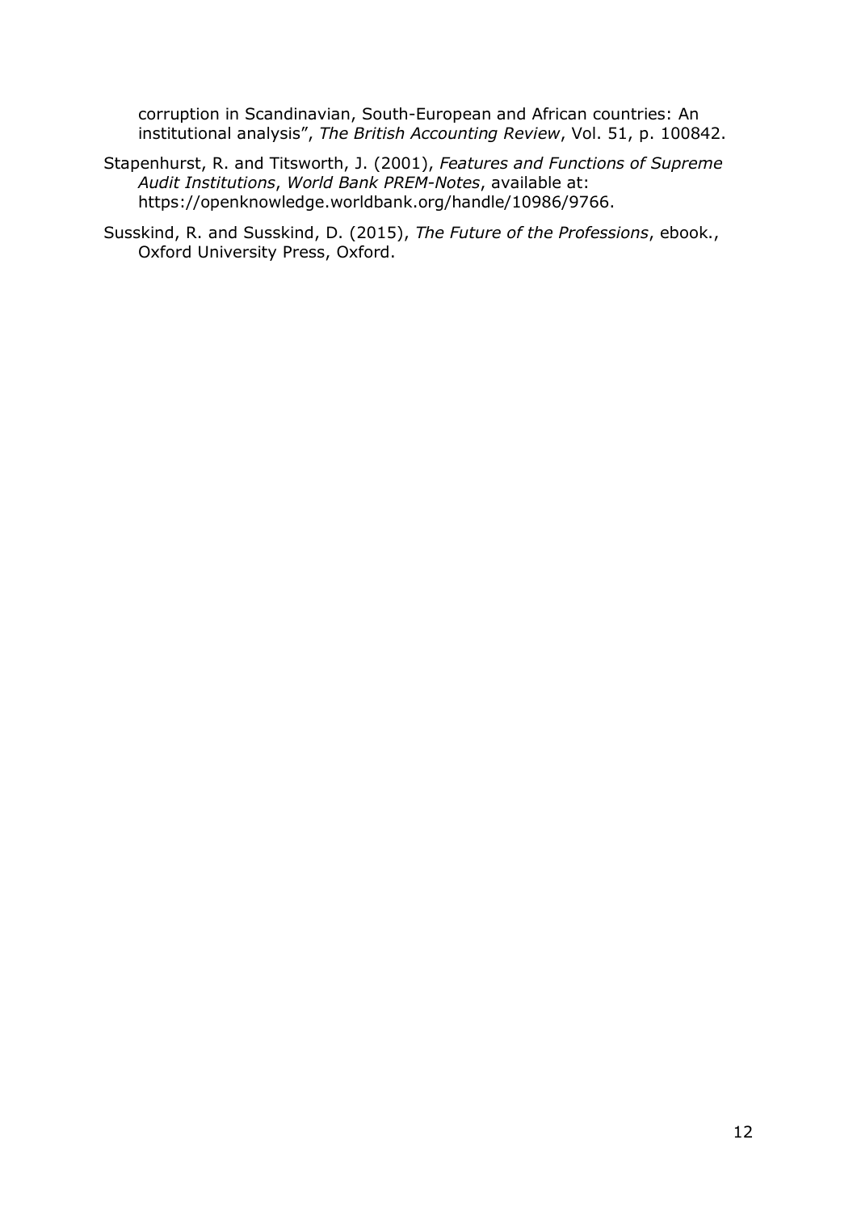corruption in Scandinavian, South-European and African countries: An institutional analysis", *The British Accounting Review*, Vol. 51, p. 100842.

Stapenhurst, R. and Titsworth, J. (2001), *Features and Functions of Supreme Audit Institutions*, *World Bank PREM-Notes*, available at: https://openknowledge.worldbank.org/handle/10986/9766.

Susskind, R. and Susskind, D. (2015), *The Future of the Professions*, ebook., Oxford University Press, Oxford.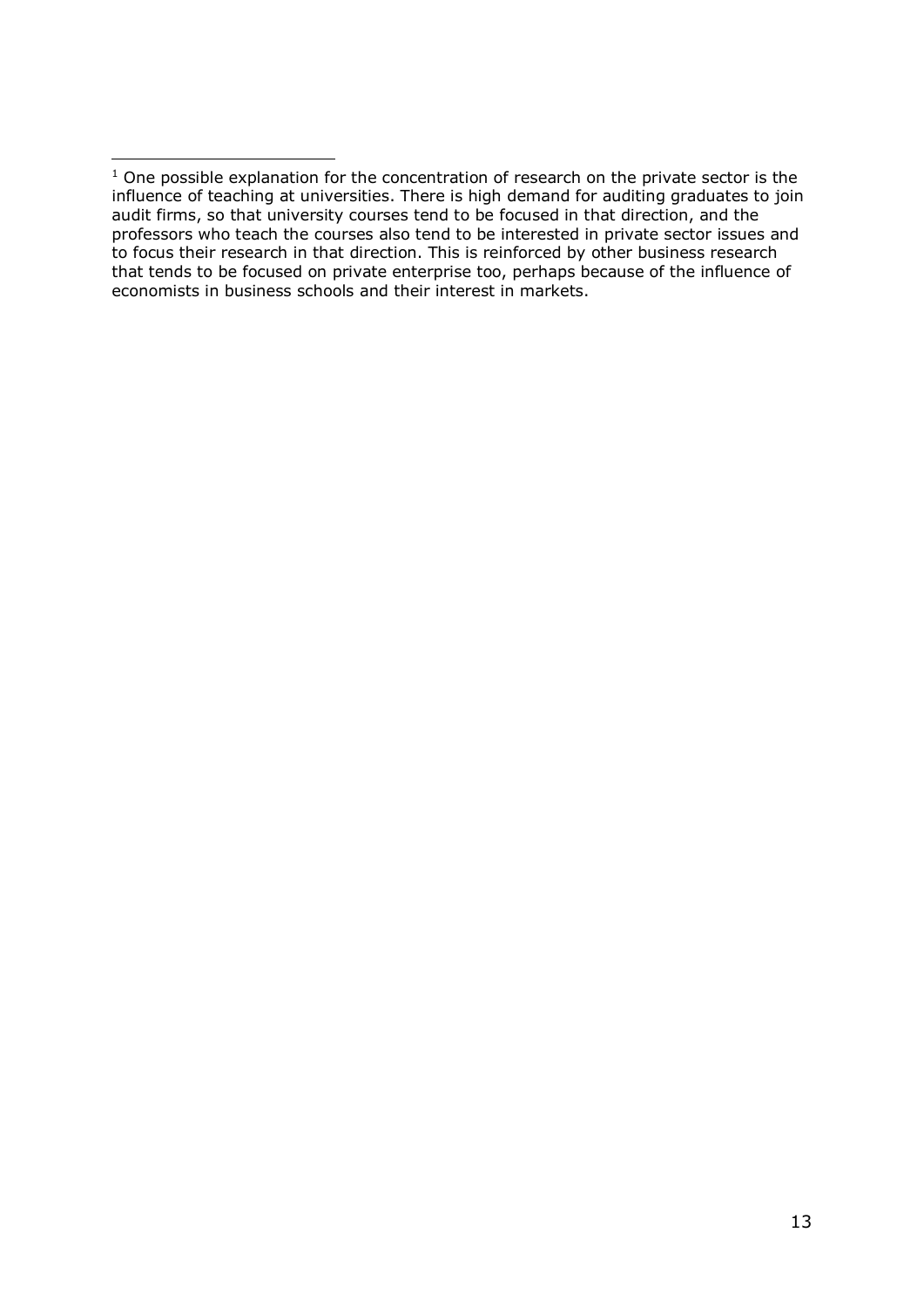[1] One possible explanation for the concentration of research on the private sector is the influence of teaching at universities. There is high demand for auditing graduates to join audit firms, so that university courses tend to be focused in that direction, and the professors who teach the courses also tend to be interested in private sector issues and to focus their research in that direction. This is reinforced by other business research that tends to be focused on private enterprise too, perhaps because of the influence of economists in business schools and their interest in markets.